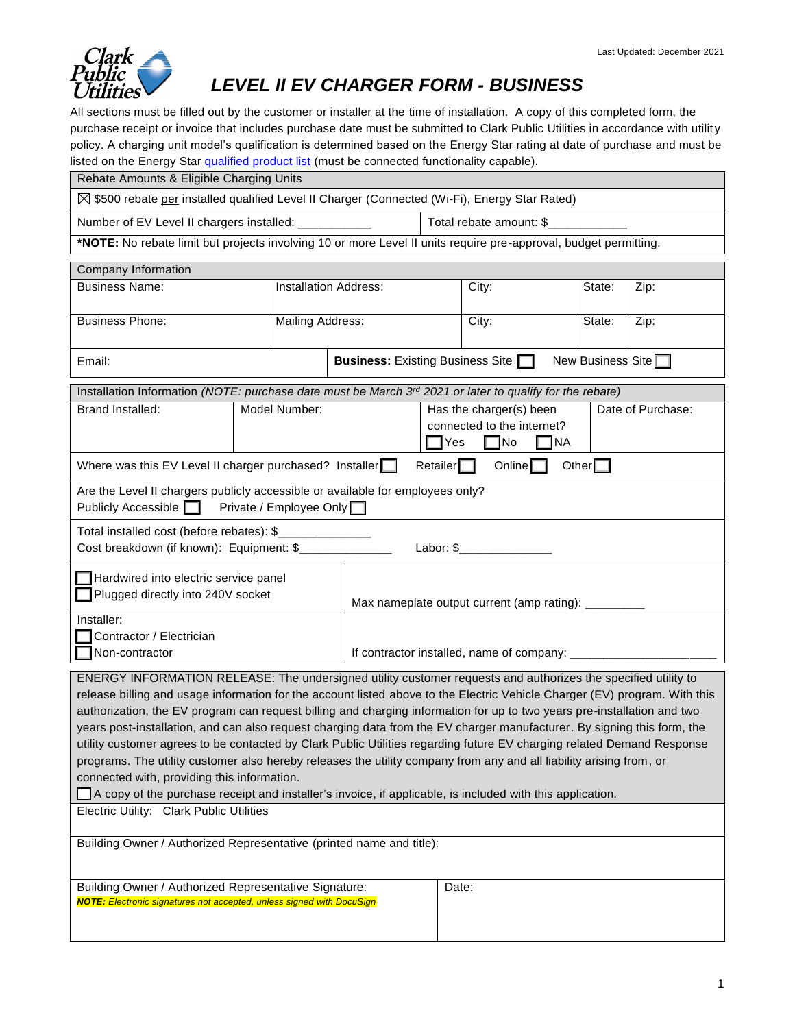Last Updated: December 2021

# LEVEL II EV CHARGER FORM - BUSINESS

All sections must be filled out by the customer or installer at the time of installation. A copy of this completed form, the purchase receipt or invoice that includes purchase date must be submitted to Clark Public Utilities in accordance with utility policy. A charging unit model's qualification is determined based on the Energy Star rating at date of purchase and must be listed on the Energy Star qualified product list (must be connected functionality capable).

| Rebate Amounts & Eligible Charging Units | |
|---|---|
| ☒ $500 rebate per installed qualified Level II Charger (Connected (Wi-Fi), Energy Star Rated) | |
| Number of EV Level II chargers installed: ___________ | Total rebate amount: $____________ |
| ***NOTE:** No rebate limit but projects involving 10 or more Level II units require pre-approval, budget permitting. | |

| Company Information | | | | |
|---|---|---|---|---|
| Business Name: | Installation Address: | City: | State: | Zip: |
| Business Phone: | Mailing Address: | City: | State: | Zip: |
| Email: | **Business:** Existing Business Site ☐ New Business Site ☐ | | | |

| Installation Information *(NOTE: purchase date must be March 3rd 2021 or later to qualify for the rebate)* | | | |
|---|---|---|---|
| Brand Installed: | Model Number: | Has the charger(s) been connected to the internet? ☐ Yes ☐ No ☐ NA | Date of Purchase: |
| Where was this EV Level II charger purchased? Installer ☐ Retailer ☐ Online ☐ Other ☐ | | | |
| Are the Level II chargers publicly accessible or available for employees only? Publicly Accessible ☐ Private / Employee Only ☐ | | | |
| Total installed cost (before rebates): $______________ Cost breakdown (if known): Equipment: $______________ Labor: $______________ | | | |
| ☐ Hardwired into electric service panel ☐ Plugged directly into 240V socket | Max nameplate output current (amp rating): _________ | | |
| Installer: ☐ Contractor / Electrician ☐ Non-contractor | If contractor installed, name of company: ____________________ | | |

ENERGY INFORMATION RELEASE: The undersigned utility customer requests and authorizes the specified utility to release billing and usage information for the account listed above to the Electric Vehicle Charger (EV) program. With this authorization, the EV program can request billing and charging information for up to two years pre-installation and two years post-installation, and can also request charging data from the EV charger manufacturer. By signing this form, the utility customer agrees to be contacted by Clark Public Utilities regarding future EV charging related Demand Response programs. The utility customer also hereby releases the utility company from any and all liability arising from, or connected with, providing this information.

☐ A copy of the purchase receipt and installer's invoice, if applicable, is included with this application.

| Electric Utility: Clark Public Utilities | |
|---|---|
| Building Owner / Authorized Representative (printed name and title): | |
| Building Owner / Authorized Representative Signature: ***NOTE:** Electronic signatures not accepted, unless signed with DocuSign* | Date: |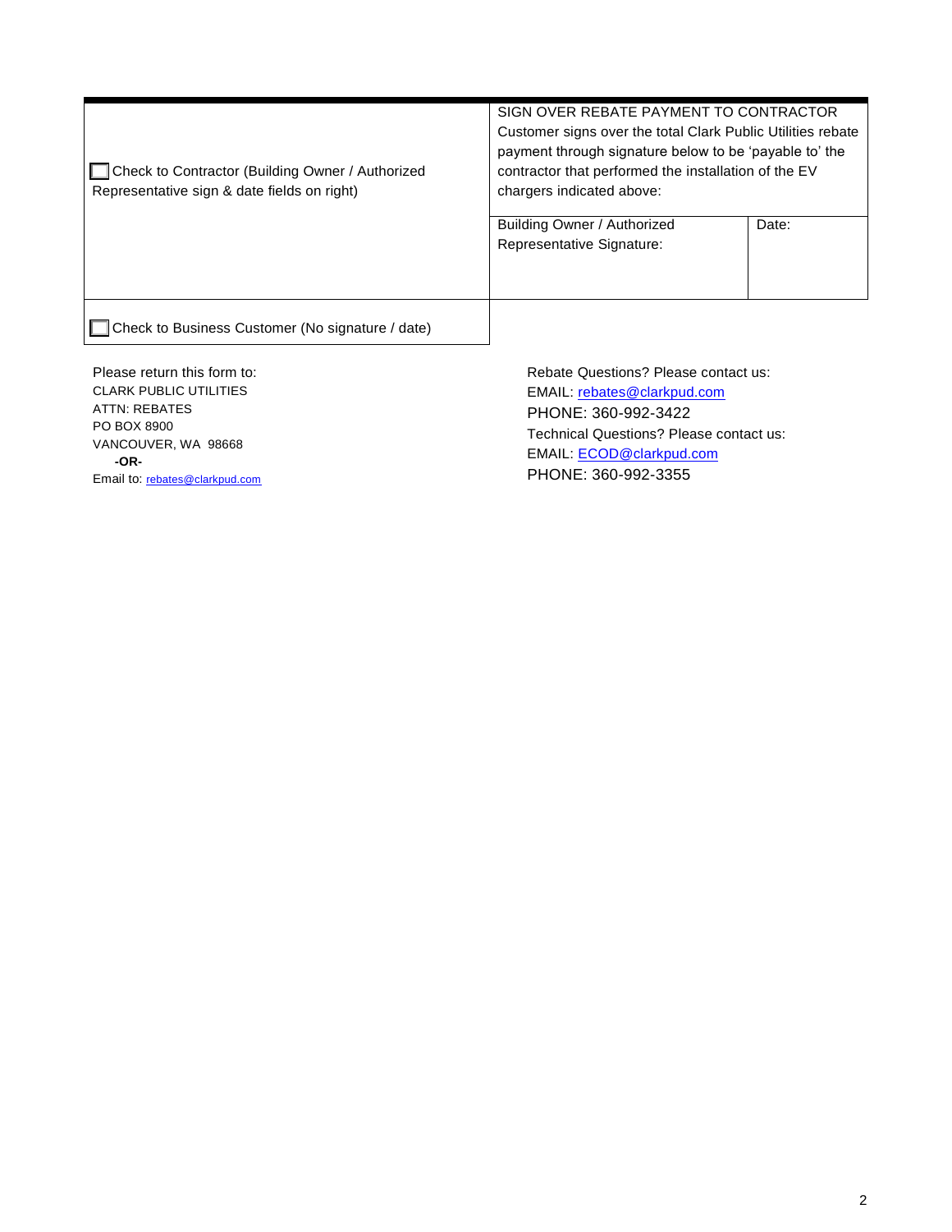| | | |
|---|---|---|
| ☐ Check to Contractor (Building Owner / Authorized Representative sign & date fields on right) | SIGN OVER REBATE PAYMENT TO CONTRACTOR Customer signs over the total Clark Public Utilities rebate payment through signature below to be 'payable to' the contractor that performed the installation of the EV chargers indicated above: | |
| | Building Owner / Authorized Representative Signature: | Date: |
| ☐ Check to Business Customer (No signature / date) | | |

Please return this form to:
CLARK PUBLIC UTILITIES
ATTN: REBATES
PO BOX 8900
VANCOUVER, WA 98668
**-OR-**
Email to: rebates@clarkpud.com

Rebate Questions? Please contact us:
EMAIL: rebates@clarkpud.com
PHONE: 360-992-3422
Technical Questions? Please contact us:
EMAIL: ECOD@clarkpud.com
PHONE: 360-992-3355